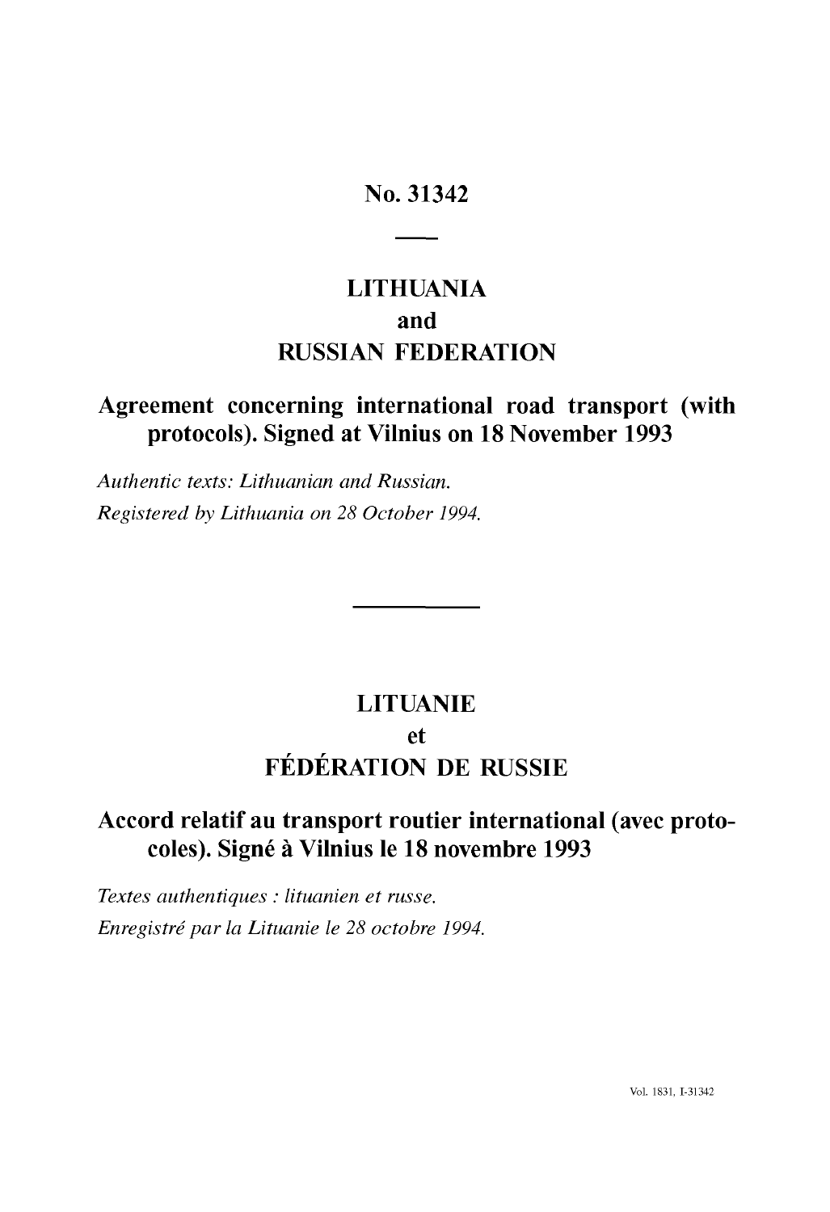# No. 31342

## LITHUANIA
## and
## RUSSIAN FEDERATION

### Agreement concerning international road transport (with protocols). Signed at Vilnius on 18 November 1993

*Authentic texts: Lithuanian and Russian.*

*Registered by Lithuania on 28 October 1994.*

## LITUANIE
## et
## FÉDÉRATION DE RUSSIE

### Accord relatif au transport routier international (avec protocoles). Signé à Vilnius le 18 novembre 1993

*Textes authentiques : lituanien et russe.*

*Enregistré par la Lituanie le 28 octobre 1994.*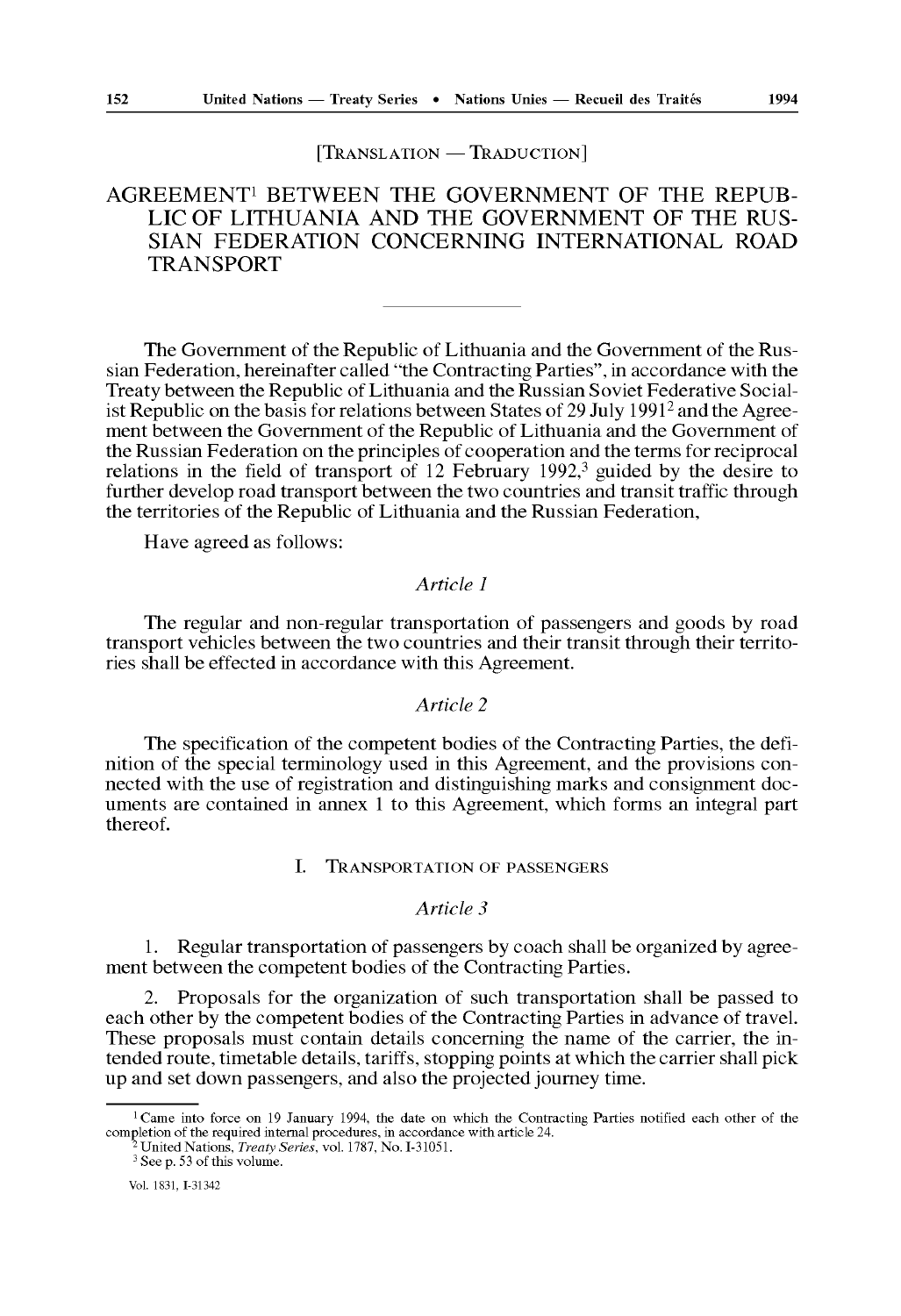[TRANSLATION — TRADUCTION]

# AGREEMENT[1] BETWEEN THE GOVERNMENT OF THE REPUBLIC OF LITHUANIA AND THE GOVERNMENT OF THE RUSSIAN FEDERATION CONCERNING INTERNATIONAL ROAD TRANSPORT

The Government of the Republic of Lithuania and the Government of the Russian Federation, hereinafter called "the Contracting Parties", in accordance with the Treaty between the Republic of Lithuania and the Russian Soviet Federative Socialist Republic on the basis for relations between States of 29 July 1991[2] and the Agreement between the Government of the Republic of Lithuania and the Government of the Russian Federation on the principles of cooperation and the terms for reciprocal relations in the field of transport of 12 February 1992,[3] guided by the desire to further develop road transport between the two countries and transit traffic through the territories of the Republic of Lithuania and the Russian Federation,

Have agreed as follows:

*Article 1*

The regular and non-regular transportation of passengers and goods by road transport vehicles between the two countries and their transit through their territories shall be effected in accordance with this Agreement.

*Article 2*

The specification of the competent bodies of the Contracting Parties, the definition of the special terminology used in this Agreement, and the provisions connected with the use of registration and distinguishing marks and consignment documents are contained in annex 1 to this Agreement, which forms an integral part thereof.

## I. TRANSPORTATION OF PASSENGERS

*Article 3*

1. Regular transportation of passengers by coach shall be organized by agreement between the competent bodies of the Contracting Parties.

2. Proposals for the organization of such transportation shall be passed to each other by the competent bodies of the Contracting Parties in advance of travel. These proposals must contain details concerning the name of the carrier, the intended route, timetable details, tariffs, stopping points at which the carrier shall pick up and set down passengers, and also the projected journey time.

---

[1] Came into force on 19 January 1994, the date on which the Contracting Parties notified each other of the completion of the required internal procedures, in accordance with article 24.

[2] United Nations, *Treaty Series*, vol. 1787, No. I-31051.

[3] See p. 53 of this volume.

Vol. 1831, I-31342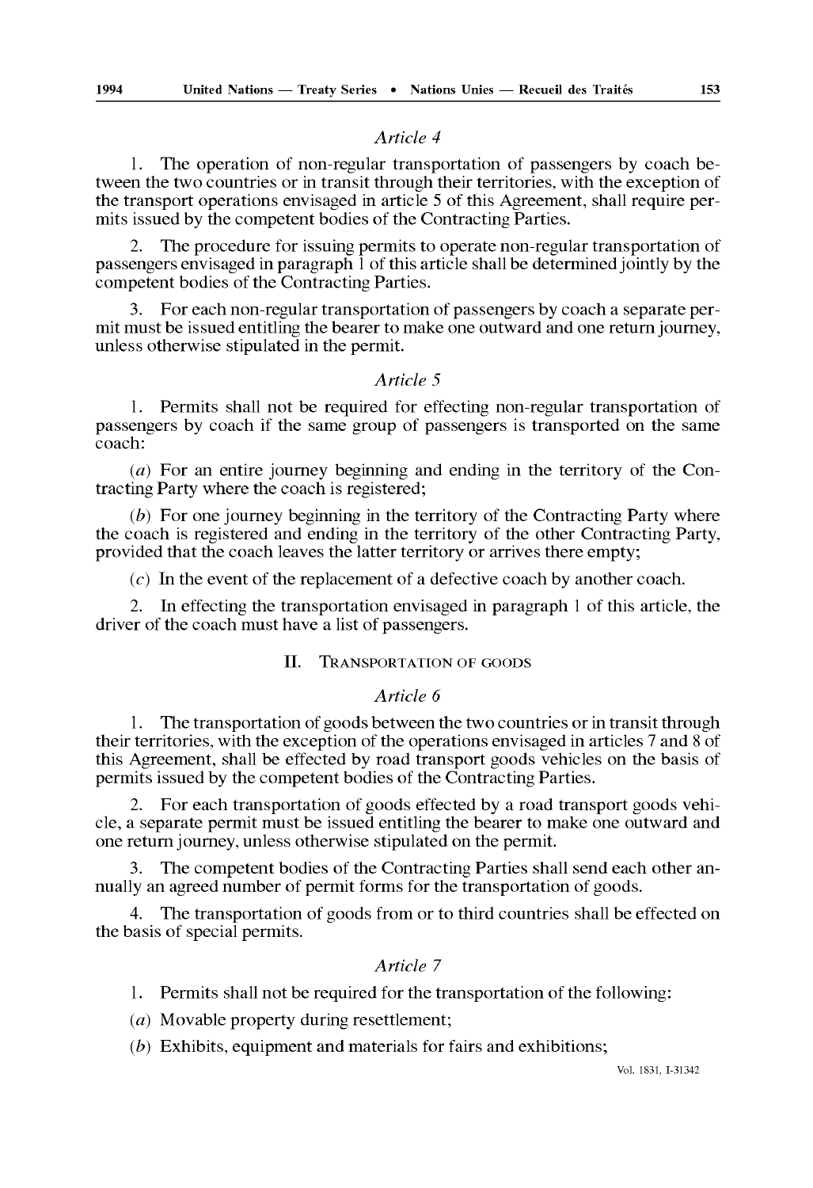### *Article 4*

1. The operation of non-regular transportation of passengers by coach between the two countries or in transit through their territories, with the exception of the transport operations envisaged in article 5 of this Agreement, shall require permits issued by the competent bodies of the Contracting Parties.

2. The procedure for issuing permits to operate non-regular transportation of passengers envisaged in paragraph 1 of this article shall be determined jointly by the competent bodies of the Contracting Parties.

3. For each non-regular transportation of passengers by coach a separate permit must be issued entitling the bearer to make one outward and one return journey, unless otherwise stipulated in the permit.

### *Article 5*

1. Permits shall not be required for effecting non-regular transportation of passengers by coach if the same group of passengers is transported on the same coach:

(*a*) For an entire journey beginning and ending in the territory of the Contracting Party where the coach is registered;

(*b*) For one journey beginning in the territory of the Contracting Party where the coach is registered and ending in the territory of the other Contracting Party, provided that the coach leaves the latter territory or arrives there empty;

(*c*) In the event of the replacement of a defective coach by another coach.

2. In effecting the transportation envisaged in paragraph 1 of this article, the driver of the coach must have a list of passengers.

## II. TRANSPORTATION OF GOODS

### *Article 6*

1. The transportation of goods between the two countries or in transit through their territories, with the exception of the operations envisaged in articles 7 and 8 of this Agreement, shall be effected by road transport goods vehicles on the basis of permits issued by the competent bodies of the Contracting Parties.

2. For each transportation of goods effected by a road transport goods vehicle, a separate permit must be issued entitling the bearer to make one outward and one return journey, unless otherwise stipulated on the permit.

3. The competent bodies of the Contracting Parties shall send each other annually an agreed number of permit forms for the transportation of goods.

4. The transportation of goods from or to third countries shall be effected on the basis of special permits.

### *Article 7*

1. Permits shall not be required for the transportation of the following:

(*a*) Movable property during resettlement;

(*b*) Exhibits, equipment and materials for fairs and exhibitions;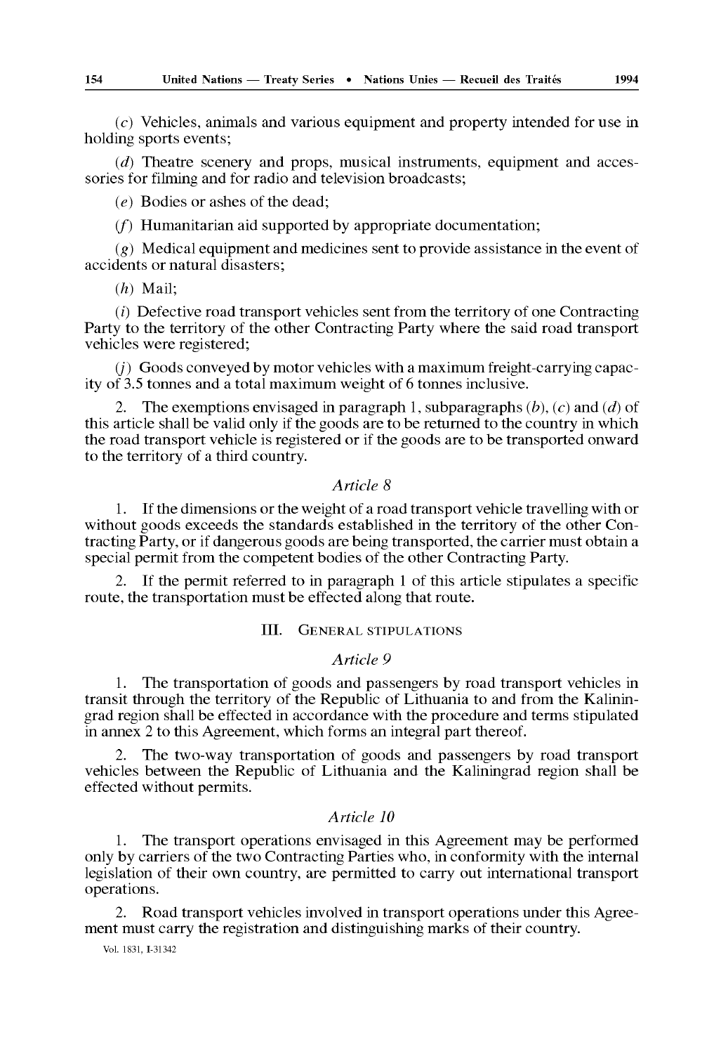(*c*) Vehicles, animals and various equipment and property intended for use in holding sports events;

(*d*) Theatre scenery and props, musical instruments, equipment and accessories for filming and for radio and television broadcasts;

(*e*) Bodies or ashes of the dead;

(*f*) Humanitarian aid supported by appropriate documentation;

(*g*) Medical equipment and medicines sent to provide assistance in the event of accidents or natural disasters;

(*h*) Mail;

(*i*) Defective road transport vehicles sent from the territory of one Contracting Party to the territory of the other Contracting Party where the said road transport vehicles were registered;

(*j*) Goods conveyed by motor vehicles with a maximum freight-carrying capacity of 3.5 tonnes and a total maximum weight of 6 tonnes inclusive.

2. The exemptions envisaged in paragraph 1, subparagraphs (*b*), (*c*) and (*d*) of this article shall be valid only if the goods are to be returned to the country in which the road transport vehicle is registered or if the goods are to be transported onward to the territory of a third country.

### *Article 8*

1. If the dimensions or the weight of a road transport vehicle travelling with or without goods exceeds the standards established in the territory of the other Contracting Party, or if dangerous goods are being transported, the carrier must obtain a special permit from the competent bodies of the other Contracting Party.

2. If the permit referred to in paragraph 1 of this article stipulates a specific route, the transportation must be effected along that route.

## III. General stipulations

### *Article 9*

1. The transportation of goods and passengers by road transport vehicles in transit through the territory of the Republic of Lithuania to and from the Kaliningrad region shall be effected in accordance with the procedure and terms stipulated in annex 2 to this Agreement, which forms an integral part thereof.

2. The two-way transportation of goods and passengers by road transport vehicles between the Republic of Lithuania and the Kaliningrad region shall be effected without permits.

### *Article 10*

1. The transport operations envisaged in this Agreement may be performed only by carriers of the two Contracting Parties who, in conformity with the internal legislation of their own country, are permitted to carry out international transport operations.

2. Road transport vehicles involved in transport operations under this Agreement must carry the registration and distinguishing marks of their country.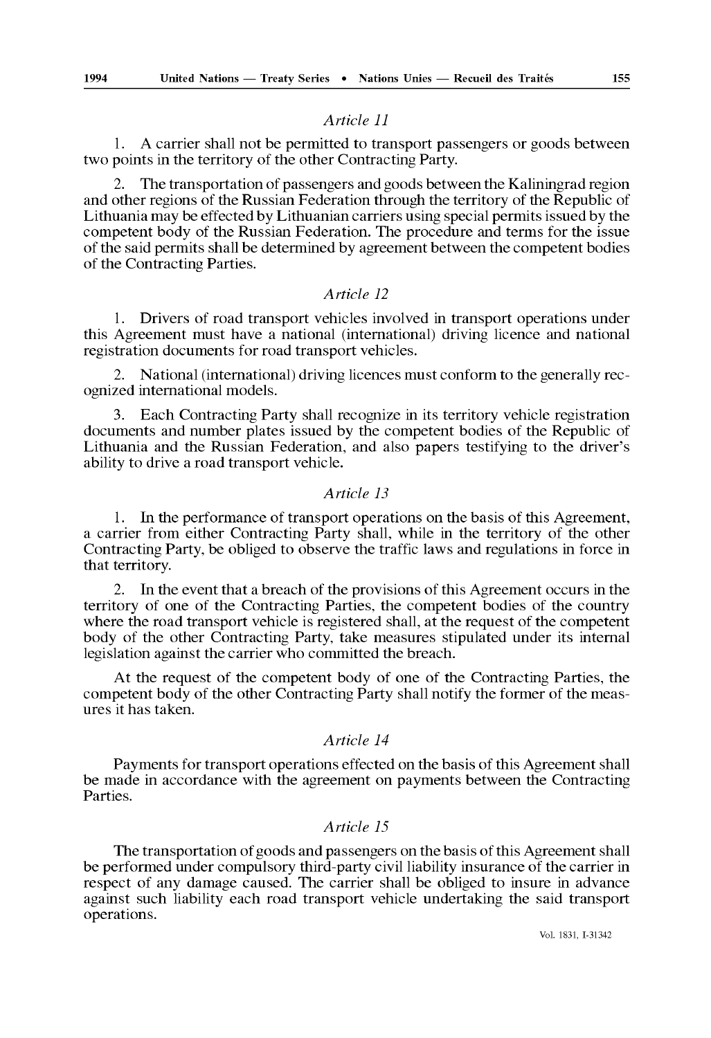*Article 11*

1. A carrier shall not be permitted to transport passengers or goods between two points in the territory of the other Contracting Party.

2. The transportation of passengers and goods between the Kaliningrad region and other regions of the Russian Federation through the territory of the Republic of Lithuania may be effected by Lithuanian carriers using special permits issued by the competent body of the Russian Federation. The procedure and terms for the issue of the said permits shall be determined by agreement between the competent bodies of the Contracting Parties.

*Article 12*

1. Drivers of road transport vehicles involved in transport operations under this Agreement must have a national (international) driving licence and national registration documents for road transport vehicles.

2. National (international) driving licences must conform to the generally recognized international models.

3. Each Contracting Party shall recognize in its territory vehicle registration documents and number plates issued by the competent bodies of the Republic of Lithuania and the Russian Federation, and also papers testifying to the driver's ability to drive a road transport vehicle.

*Article 13*

1. In the performance of transport operations on the basis of this Agreement, a carrier from either Contracting Party shall, while in the territory of the other Contracting Party, be obliged to observe the traffic laws and regulations in force in that territory.

2. In the event that a breach of the provisions of this Agreement occurs in the territory of one of the Contracting Parties, the competent bodies of the country where the road transport vehicle is registered shall, at the request of the competent body of the other Contracting Party, take measures stipulated under its internal legislation against the carrier who committed the breach.

At the request of the competent body of one of the Contracting Parties, the competent body of the other Contracting Party shall notify the former of the measures it has taken.

*Article 14*

Payments for transport operations effected on the basis of this Agreement shall be made in accordance with the agreement on payments between the Contracting Parties.

*Article 15*

The transportation of goods and passengers on the basis of this Agreement shall be performed under compulsory third-party civil liability insurance of the carrier in respect of any damage caused. The carrier shall be obliged to insure in advance against such liability each road transport vehicle undertaking the said transport operations.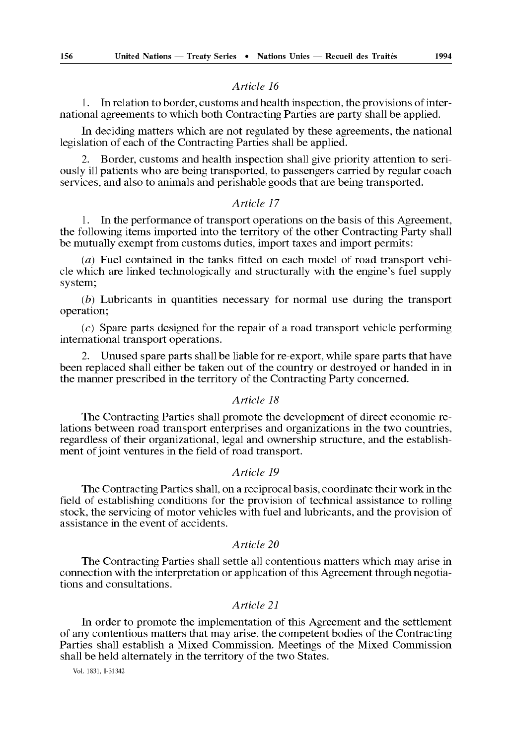*Article 16*

1. In relation to border, customs and health inspection, the provisions of international agreements to which both Contracting Parties are party shall be applied.

In deciding matters which are not regulated by these agreements, the national legislation of each of the Contracting Parties shall be applied.

2. Border, customs and health inspection shall give priority attention to seriously ill patients who are being transported, to passengers carried by regular coach services, and also to animals and perishable goods that are being transported.

*Article 17*

1. In the performance of transport operations on the basis of this Agreement, the following items imported into the territory of the other Contracting Party shall be mutually exempt from customs duties, import taxes and import permits:

(*a*) Fuel contained in the tanks fitted on each model of road transport vehicle which are linked technologically and structurally with the engine's fuel supply system;

(*b*) Lubricants in quantities necessary for normal use during the transport operation;

(*c*) Spare parts designed for the repair of a road transport vehicle performing international transport operations.

2. Unused spare parts shall be liable for re-export, while spare parts that have been replaced shall either be taken out of the country or destroyed or handed in in the manner prescribed in the territory of the Contracting Party concerned.

*Article 18*

The Contracting Parties shall promote the development of direct economic relations between road transport enterprises and organizations in the two countries, regardless of their organizational, legal and ownership structure, and the establishment of joint ventures in the field of road transport.

*Article 19*

The Contracting Parties shall, on a reciprocal basis, coordinate their work in the field of establishing conditions for the provision of technical assistance to rolling stock, the servicing of motor vehicles with fuel and lubricants, and the provision of assistance in the event of accidents.

*Article 20*

The Contracting Parties shall settle all contentious matters which may arise in connection with the interpretation or application of this Agreement through negotiations and consultations.

*Article 21*

In order to promote the implementation of this Agreement and the settlement of any contentious matters that may arise, the competent bodies of the Contracting Parties shall establish a Mixed Commission. Meetings of the Mixed Commission shall be held alternately in the territory of the two States.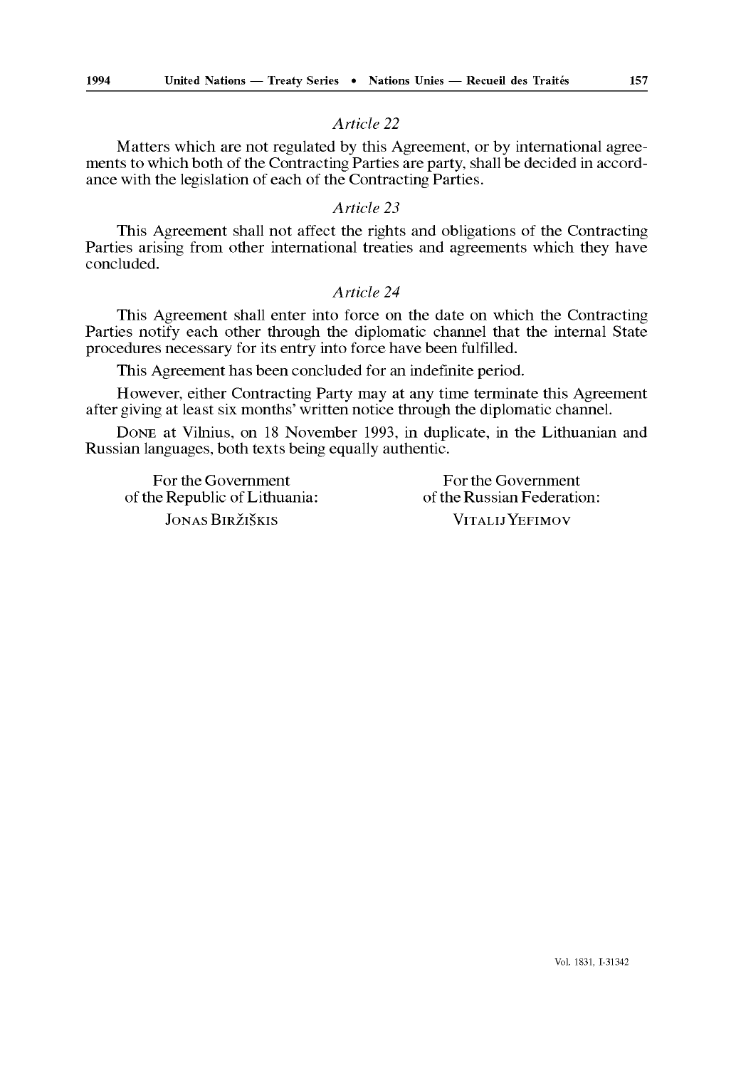*Article 22*

Matters which are not regulated by this Agreement, or by international agreements to which both of the Contracting Parties are party, shall be decided in accordance with the legislation of each of the Contracting Parties.

*Article 23*

This Agreement shall not affect the rights and obligations of the Contracting Parties arising from other international treaties and agreements which they have concluded.

*Article 24*

This Agreement shall enter into force on the date on which the Contracting Parties notify each other through the diplomatic channel that the internal State procedures necessary for its entry into force have been fulfilled.

This Agreement has been concluded for an indefinite period.

However, either Contracting Party may at any time terminate this Agreement after giving at least six months' written notice through the diplomatic channel.

DONE at Vilnius, on 18 November 1993, in duplicate, in the Lithuanian and Russian languages, both texts being equally authentic.

For the Government
of the Republic of Lithuania:

JONAS BIRŽIŠKIS

For the Government
of the Russian Federation:

VITALIJ YEFIMOV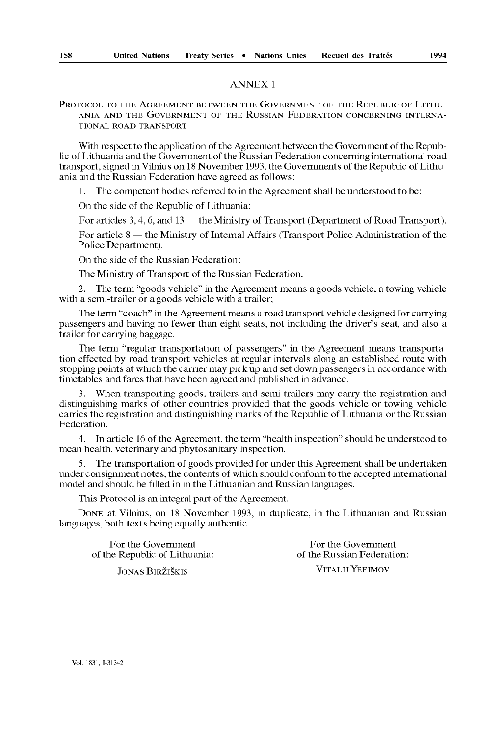## ANNEX 1

PROTOCOL TO THE AGREEMENT BETWEEN THE GOVERNMENT OF THE REPUBLIC OF LITHUANIA AND THE GOVERNMENT OF THE RUSSIAN FEDERATION CONCERNING INTERNATIONAL ROAD TRANSPORT

With respect to the application of the Agreement between the Government of the Republic of Lithuania and the Government of the Russian Federation concerning international road transport, signed in Vilnius on 18 November 1993, the Governments of the Republic of Lithuania and the Russian Federation have agreed as follows:

1. The competent bodies referred to in the Agreement shall be understood to be:

On the side of the Republic of Lithuania:

For articles 3, 4, 6, and 13 — the Ministry of Transport (Department of Road Transport).

For article 8 — the Ministry of Internal Affairs (Transport Police Administration of the Police Department).

On the side of the Russian Federation:

The Ministry of Transport of the Russian Federation.

2. The term "goods vehicle" in the Agreement means a goods vehicle, a towing vehicle with a semi-trailer or a goods vehicle with a trailer;

The term "coach" in the Agreement means a road transport vehicle designed for carrying passengers and having no fewer than eight seats, not including the driver's seat, and also a trailer for carrying baggage.

The term "regular transportation of passengers" in the Agreement means transportation effected by road transport vehicles at regular intervals along an established route with stopping points at which the carrier may pick up and set down passengers in accordance with timetables and fares that have been agreed and published in advance.

3. When transporting goods, trailers and semi-trailers may carry the registration and distinguishing marks of other countries provided that the goods vehicle or towing vehicle carries the registration and distinguishing marks of the Republic of Lithuania or the Russian Federation.

4. In article 16 of the Agreement, the term "health inspection" should be understood to mean health, veterinary and phytosanitary inspection.

5. The transportation of goods provided for under this Agreement shall be undertaken under consignment notes, the contents of which should conform to the accepted international model and should be filled in in the Lithuanian and Russian languages.

This Protocol is an integral part of the Agreement.

DONE at Vilnius, on 18 November 1993, in duplicate, in the Lithuanian and Russian languages, both texts being equally authentic.

For the Government of the Republic of Lithuania:

JONAS BIRŽIŠKIS

For the Government of the Russian Federation:

VITALIJ YEFIMOV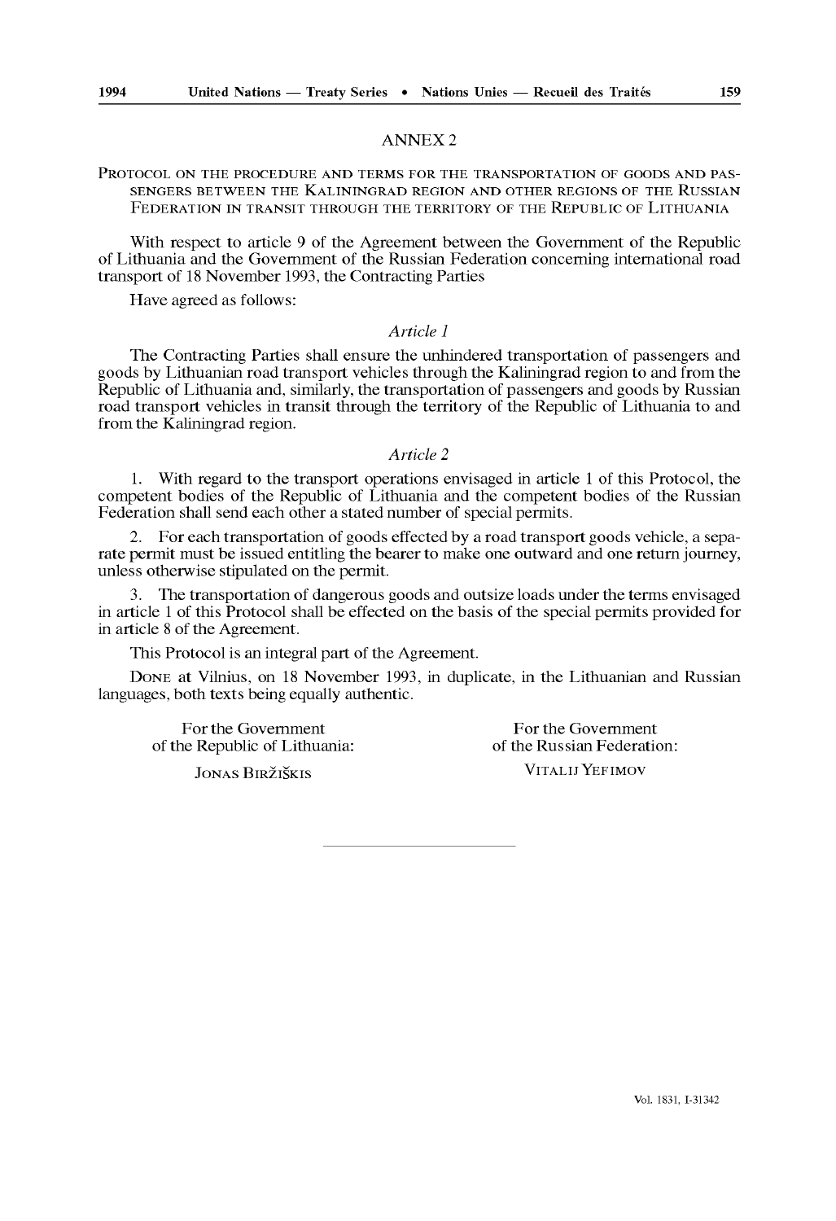## ANNEX 2

### PROTOCOL ON THE PROCEDURE AND TERMS FOR THE TRANSPORTATION OF GOODS AND PASSENGERS BETWEEN THE KALININGRAD REGION AND OTHER REGIONS OF THE RUSSIAN FEDERATION IN TRANSIT THROUGH THE TERRITORY OF THE REPUBLIC OF LITHUANIA

With respect to article 9 of the Agreement between the Government of the Republic of Lithuania and the Government of the Russian Federation concerning international road transport of 18 November 1993, the Contracting Parties

Have agreed as follows:

*Article 1*

The Contracting Parties shall ensure the unhindered transportation of passengers and goods by Lithuanian road transport vehicles through the Kaliningrad region to and from the Republic of Lithuania and, similarly, the transportation of passengers and goods by Russian road transport vehicles in transit through the territory of the Republic of Lithuania to and from the Kaliningrad region.

*Article 2*

1. With regard to the transport operations envisaged in article 1 of this Protocol, the competent bodies of the Republic of Lithuania and the competent bodies of the Russian Federation shall send each other a stated number of special permits.

2. For each transportation of goods effected by a road transport goods vehicle, a separate permit must be issued entitling the bearer to make one outward and one return journey, unless otherwise stipulated on the permit.

3. The transportation of dangerous goods and outsize loads under the terms envisaged in article 1 of this Protocol shall be effected on the basis of the special permits provided for in article 8 of the Agreement.

This Protocol is an integral part of the Agreement.

DONE at Vilnius, on 18 November 1993, in duplicate, in the Lithuanian and Russian languages, both texts being equally authentic.

For the Government
of the Republic of Lithuania:

JONAS BIRŽIŠKIS

For the Government
of the Russian Federation:

VITALIJ YEFIMOV